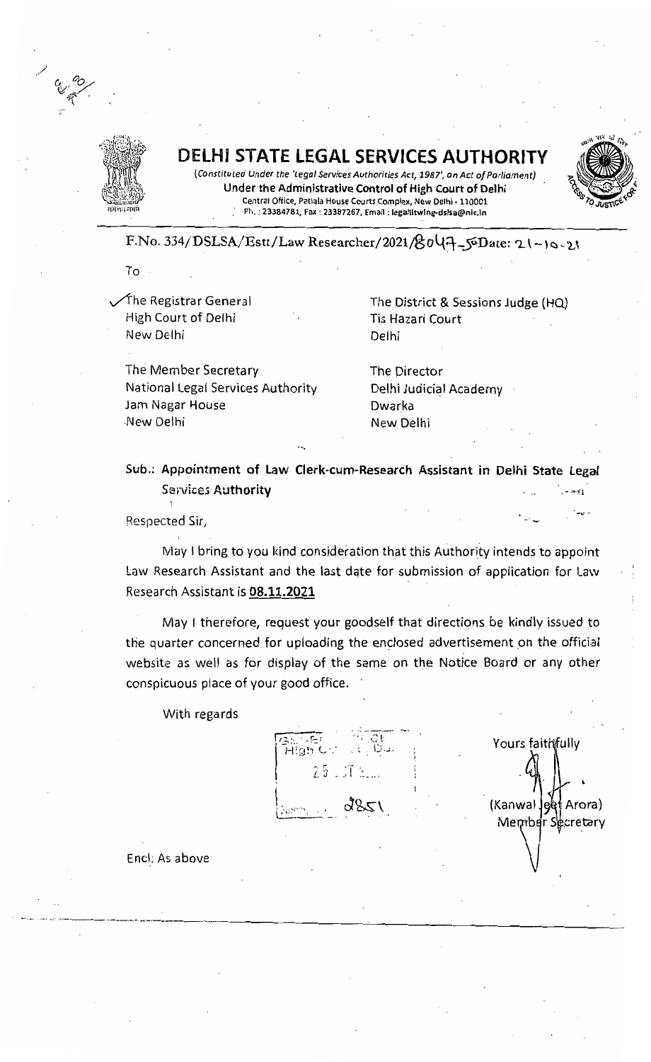# DELHI STATE LEGAL SERVICES AUTHORITY

*(Constituted Under the 'Legal Services Authorities Act, 1987', an Act of Parliament)*

**Under the Administrative Control of High Court of Delhi**

Central Office, Patiala House Courts Complex, New Delhi - 110001

Ph. : 23384781, Fax : 23387267, Email : legalitwing-dslsa@nic.in

F.No. 334/DSLSA/Estt/Law Researcher/2021/8047-50 Date: 21-10-21

To

| | |
|---|---|
| The Registrar General<br>High Court of Delhi<br>New Delhi | The District & Sessions Judge (HQ)<br>Tis Hazari Court<br>Delhi |
| The Member Secretary<br>National Legal Services Authority<br>Jam Nagar House<br>New Delhi | The Director<br>Delhi Judicial Academy<br>Dwarka<br>New Delhi |

**Sub.: Appointment of Law Clerk-cum-Research Assistant in Delhi State Legal Services Authority**

Respected Sir,

May I bring to you kind consideration that this Authority intends to appoint Law Research Assistant and the last date for submission of application for Law Research Assistant is **08.11.2021**

May I therefore, request your goodself that directions be kindly issued to the quarter concerned for uploading the enclosed advertisement on the official website as well as for display of the same on the Notice Board or any other conspicuous place of your good office.

With regards

Yours faithfully

(Kanwal Jeet Arora)
Member Secretary

Encl: As above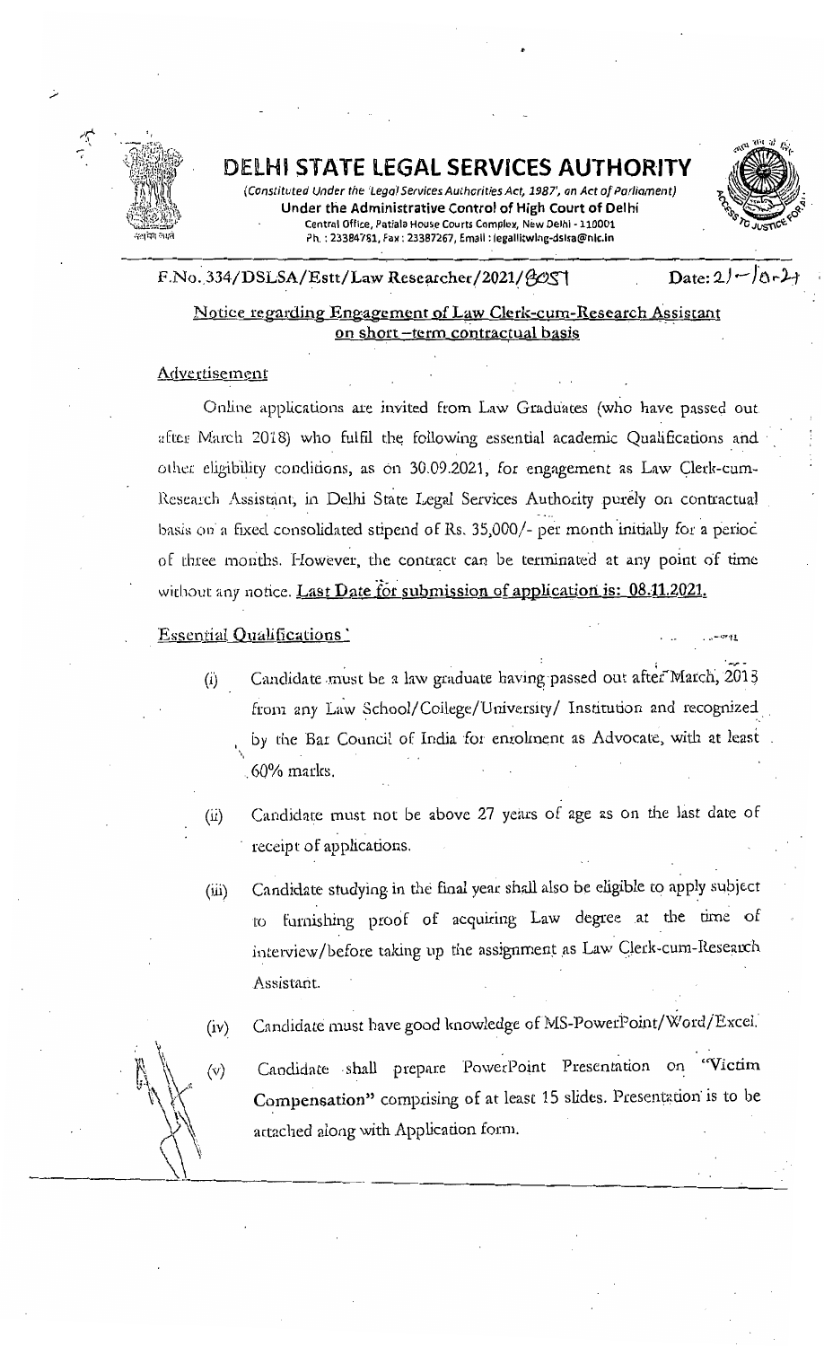# DELHI STATE LEGAL SERVICES AUTHORITY

*(Constituted Under the 'Legal Services Authorities Act, 1987', an Act of Parliament)*

**Under the Administrative Control of High Court of Delhi**

Central Office, Patiala House Courts Complex, New Delhi - 110001

Ph. : 23384781, Fax : 23387267, Email : legallitwing-dslsa@nic.in

F.No. 334/DSLSA/Estt/Law Researcher/2021/8051 Date: 21-10-21

## Notice regarding Engagement of Law Clerk-cum-Research Assistant on short-term contractual basis

### Advertisement

Online applications are invited from Law Graduates (who have passed out after March 2018) who fulfil the following essential academic Qualifications and other eligibility conditions, as on 30.09.2021, for engagement as Law Clerk-cum-Research Assistant, in Delhi State Legal Services Authority purely on contractual basis on a fixed consolidated stipend of Rs. 35,000/- per month initially for a period of three months. However, the contract can be terminated at any point of time without any notice. **Last Date for submission of application is: 08.11.2021.**

### Essential Qualifications

(i) Candidate must be a law graduate having passed out after March, 2018 from any Law School/College/University/ Institution and recognized by the Bar Council of India for enrolment as Advocate, with at least 60% marks.

(ii) Candidate must not be above 27 years of age as on the last date of receipt of applications.

(iii) Candidate studying in the final year shall also be eligible to apply subject to furnishing proof of acquiring Law degree at the time of interview/before taking up the assignment as Law Clerk-cum-Research Assistant.

(iv) Candidate must have good knowledge of MS-PowerPoint/Word/Excel.

(v) Candidate shall prepare PowerPoint Presentation on **"Victim Compensation"** comprising of at least 15 slides. Presentation is to be attached along with Application form.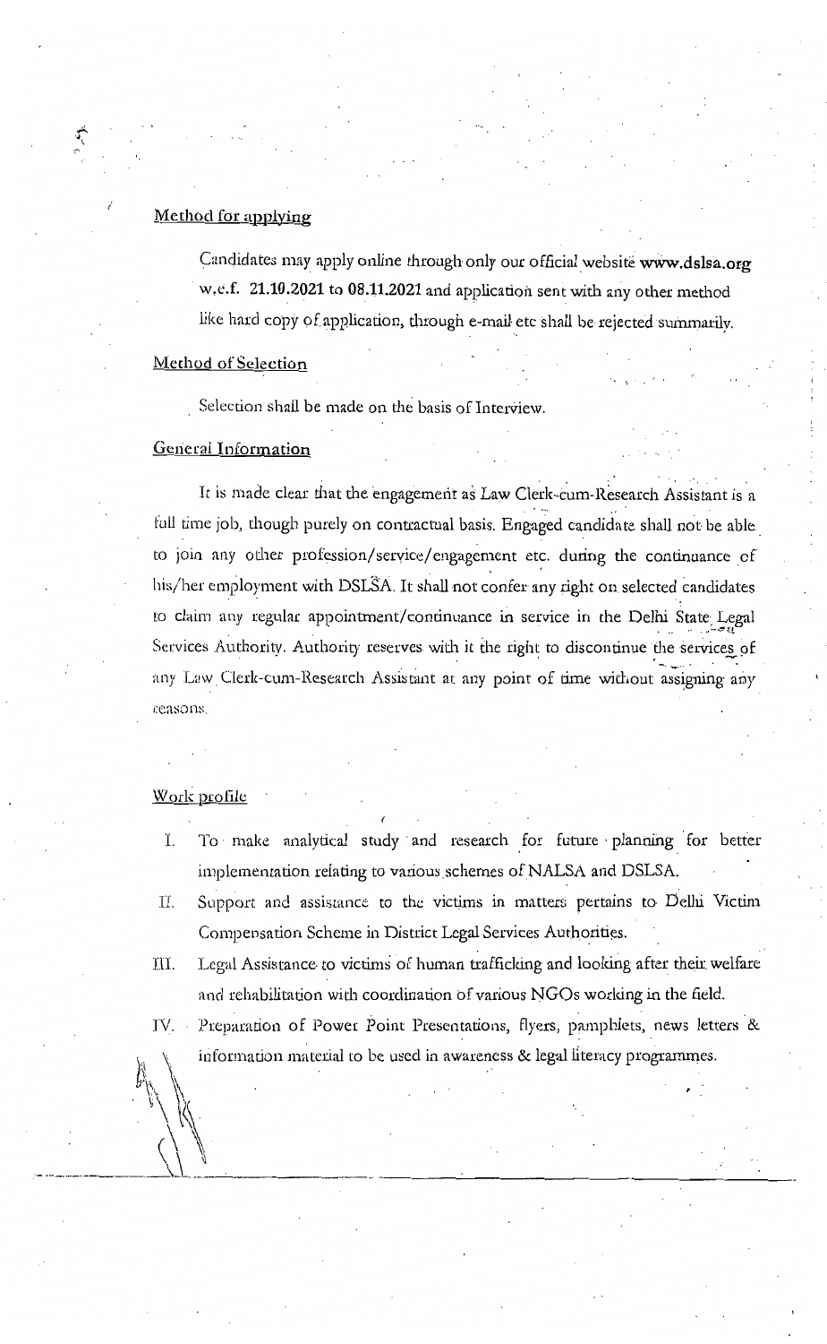## Method for applying

Candidates may apply online through only our official website **www.dslsa.org** w.e.f. **21.10.2021** to **08.11.2021** and application sent with any other method like hard copy of application, through e-mail etc shall be rejected summarily.

## Method of Selection

Selection shall be made on the basis of Interview.

## General Information

It is made clear that the engagement as Law Clerk-cum-Research Assistant is a full time job, though purely on contractual basis. Engaged candidate shall not be able to join any other profession/service/engagement etc. during the continuance of his/her employment with DSLSA. It shall not confer any right on selected candidates to claim any regular appointment/continuance in service in the Delhi State Legal Services Authority. Authority reserves with it the right to discontinue the services of any Law Clerk-cum-Research Assistant at any point of time without assigning any reasons.

## Work profile

I. To make analytical study and research for future planning for better implementation relating to various schemes of NALSA and DSLSA.

II. Support and assistance to the victims in matters pertains to Delhi Victim Compensation Scheme in District Legal Services Authorities.

III. Legal Assistance to victims of human trafficking and looking after their welfare and rehabilitation with coordination of various NGOs working in the field.

IV. Preparation of Power Point Presentations, flyers, pamphlets, news letters & information material to be used in awareness & legal literacy programmes.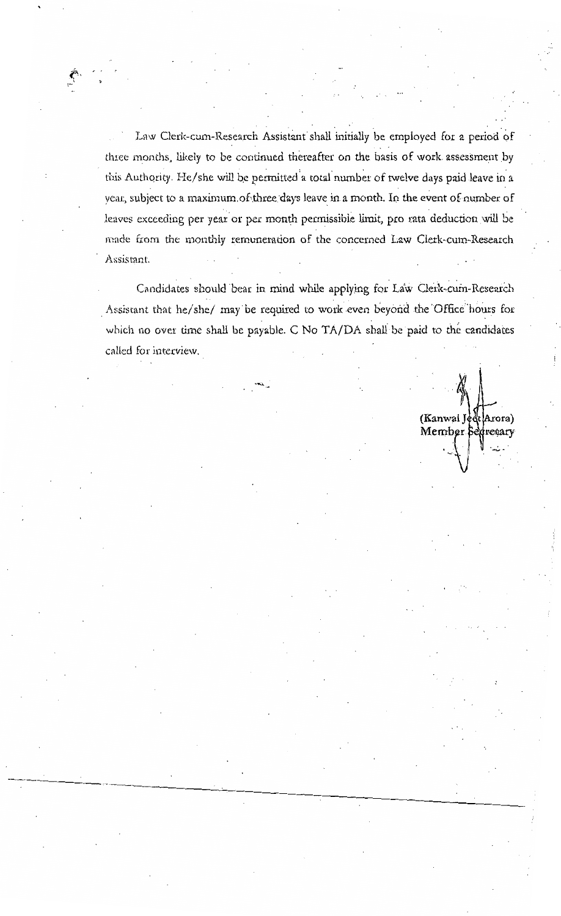Law Clerk-cum-Research Assistant shall initially be employed for a period of three months, likely to be continued thereafter on the basis of work assessment by this Authority. He/she will be permitted a total number of twelve days paid leave in a year, subject to a maximum of three days leave in a month. In the event of number of leaves exceeding per year or per month permissible limit, pro rata deduction will be made from the monthly remuneration of the concerned Law Clerk-cum-Research Assistant.

Candidates should bear in mind while applying for Law Clerk-cum-Research Assistant that he/she/ may be required to work even beyond the Office hours for which no over time shall be payable. C No TA/DA shall be paid to the candidates called for interview.

(Kanwal Jeet Arora)
Member Secretary